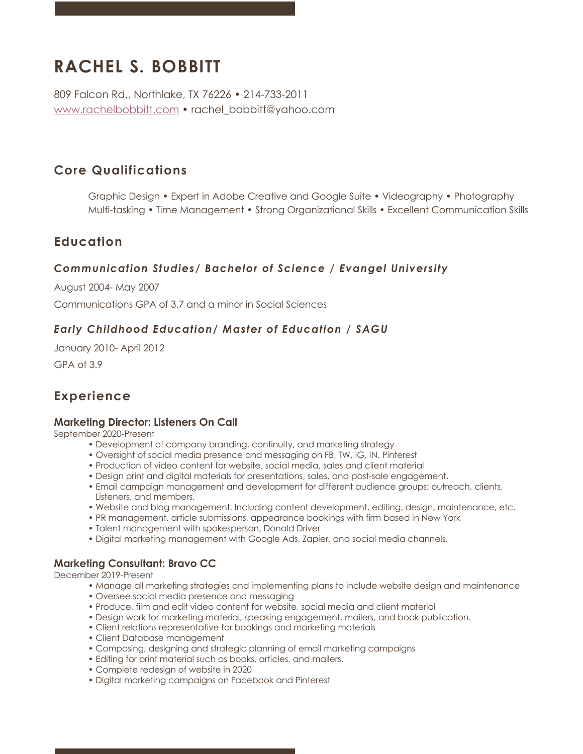# RACHEL S. BOBBITT

809 Falcon Rd., Northlake, TX 76226 • 214-733-2011
www.rachelbobbitt.com • rachel_bobbitt@yahoo.com

## Core Qualifications

Graphic Design • Expert in Adobe Creative and Google Suite • Videography • Photography
Multi-tasking • Time Management • Strong Organizational Skills • Excellent Communication Skills

## Education

### *Communication Studies/ Bachelor of Science / Evangel University*

August 2004- May 2007

Communications GPA of 3.7 and a minor in Social Sciences

### *Early Childhood Education/ Master of Education / SAGU*

January 2010- April 2012

GPA of 3.9

## Experience

### Marketing Director: Listeners On Call

September 2020-Present

- Development of company branding, continuity, and marketing strategy
- Oversight of social media presence and messaging on FB, TW, IG, IN, Pinterest
- Production of video content for website, social media, sales and client material
- Design print and digital materials for presentations, sales, and post-sale engagement.
- Email campaign management and development for different audience groups: outreach, clients, Listeners, and members.
- Website and blog management. Including content development, editing, design, maintenance, etc.
- PR management, article submissions, appearance bookings with firm based in New York
- Talent management with spokesperson, Donald Driver
- Digital marketing management with Google Ads, Zapier, and social media channels.

### Marketing Consultant: Bravo CC

December 2019-Present

- Manage all marketing strategies and implementing plans to include website design and maintenance
- Oversee social media presence and messaging
- Produce, film and edit video content for website, social media and client material
- Design work for marketing material, speaking engagement, mailers, and book publication.
- Client relations representative for bookings and marketing materials
- Client Database management
- Composing, designing and strategic planning of email marketing campaigns
- Editing for print material such as books, articles, and mailers.
- Complete redesign of website in 2020
- Digital marketing campaigns on Facebook and Pinterest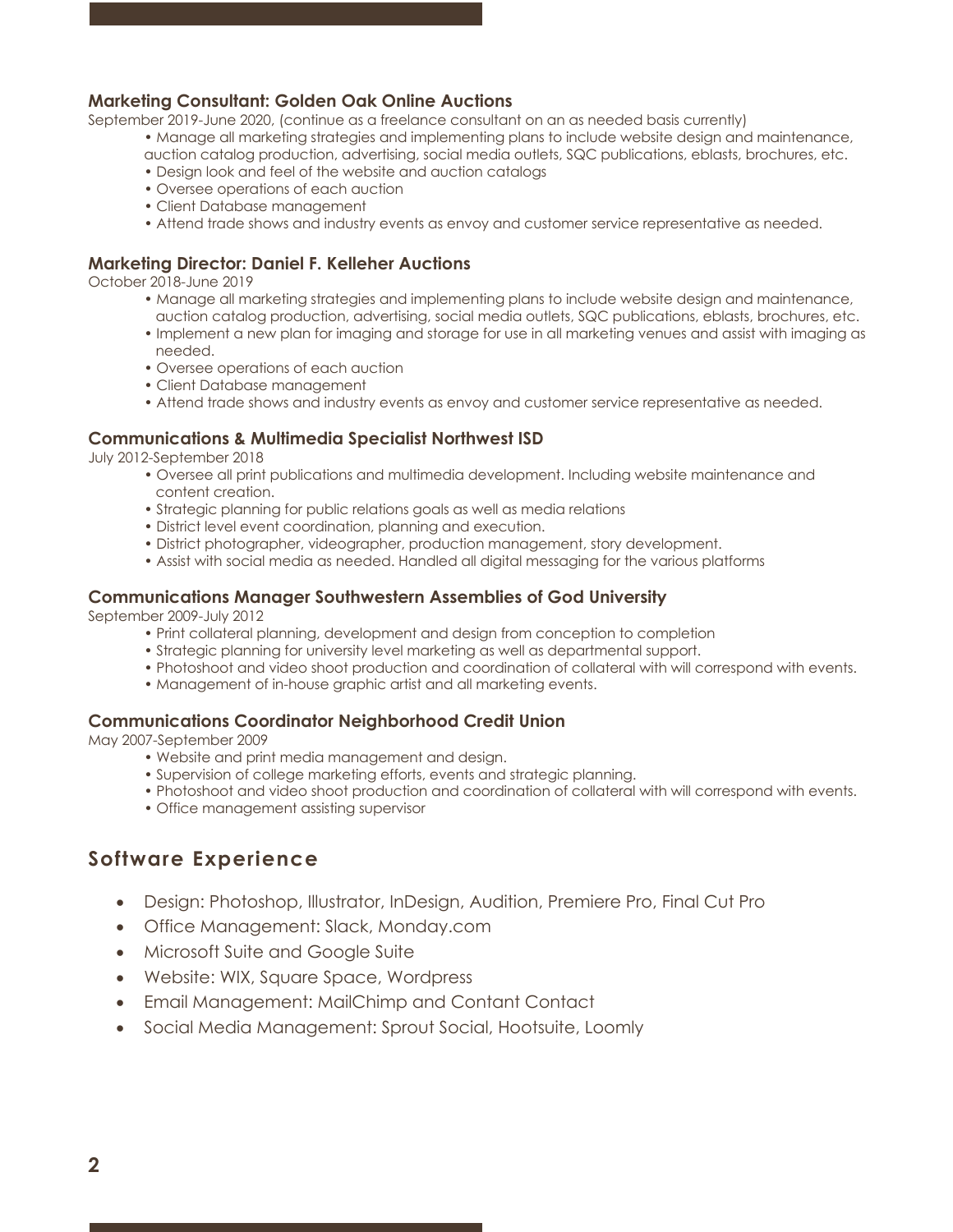**Marketing Consultant: Golden Oak Online Auctions**

September 2019-June 2020, (continue as a freelance consultant on an as needed basis currently)

- Manage all marketing strategies and implementing plans to include website design and maintenance, auction catalog production, advertising, social media outlets, SQC publications, eblasts, brochures, etc.
- Design look and feel of the website and auction catalogs
- Oversee operations of each auction
- Client Database management
- Attend trade shows and industry events as envoy and customer service representative as needed.

**Marketing Director: Daniel F. Kelleher Auctions**

October 2018-June 2019

- Manage all marketing strategies and implementing plans to include website design and maintenance, auction catalog production, advertising, social media outlets, SQC publications, eblasts, brochures, etc.
- Implement a new plan for imaging and storage for use in all marketing venues and assist with imaging as needed.
- Oversee operations of each auction
- Client Database management
- Attend trade shows and industry events as envoy and customer service representative as needed.

**Communications & Multimedia Specialist Northwest ISD**

July 2012-September 2018

- Oversee all print publications and multimedia development. Including website maintenance and content creation.
- Strategic planning for public relations goals as well as media relations
- District level event coordination, planning and execution.
- District photographer, videographer, production management, story development.
- Assist with social media as needed. Handled all digital messaging for the various platforms

**Communications Manager Southwestern Assemblies of God University**

September 2009-July 2012

- Print collateral planning, development and design from conception to completion
- Strategic planning for university level marketing as well as departmental support.
- Photoshoot and video shoot production and coordination of collateral with will correspond with events.
- Management of in-house graphic artist and all marketing events.

**Communications Coordinator Neighborhood Credit Union**

May 2007-September 2009

- Website and print media management and design.
- Supervision of college marketing efforts, events and strategic planning.
- Photoshoot and video shoot production and coordination of collateral with will correspond with events.
- Office management assisting supervisor

## Software Experience

- Design: Photoshop, Illustrator, InDesign, Audition, Premiere Pro, Final Cut Pro
- Office Management: Slack, Monday.com
- Microsoft Suite and Google Suite
- Website: WIX, Square Space, Wordpress
- Email Management: MailChimp and Contant Contact
- Social Media Management: Sprout Social, Hootsuite, Loomly